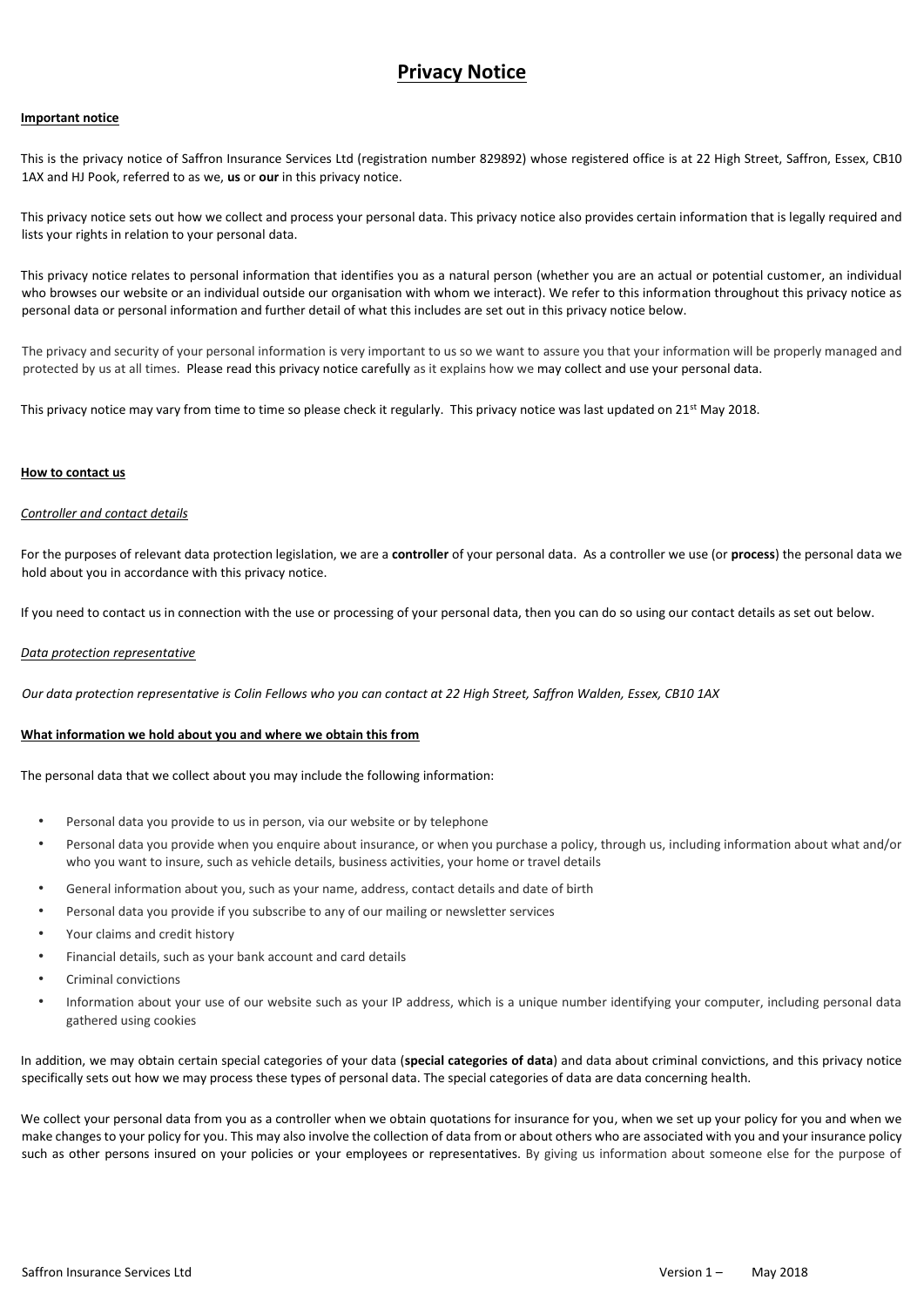# Privacy Notice

**Important notice**

This is the privacy notice of Saffron Insurance Services Ltd (registration number 829892) whose registered office is at 22 High Street, Saffron, Essex, CB10 1AX and HJ Pook, referred to as we, **us** or **our** in this privacy notice.

This privacy notice sets out how we collect and process your personal data. This privacy notice also provides certain information that is legally required and lists your rights in relation to your personal data.

This privacy notice relates to personal information that identifies you as a natural person (whether you are an actual or potential customer, an individual who browses our website or an individual outside our organisation with whom we interact). We refer to this information throughout this privacy notice as personal data or personal information and further detail of what this includes are set out in this privacy notice below.

The privacy and security of your personal information is very important to us so we want to assure you that your information will be properly managed and protected by us at all times. Please read this privacy notice carefully as it explains how we may collect and use your personal data.

This privacy notice may vary from time to time so please check it regularly. This privacy notice was last updated on 21st May 2018.

**How to contact us**

*Controller and contact details*

For the purposes of relevant data protection legislation, we are a **controller** of your personal data. As a controller we use (or **process**) the personal data we hold about you in accordance with this privacy notice.

If you need to contact us in connection with the use or processing of your personal data, then you can do so using our contact details as set out below.

*Data protection representative*

*Our data protection representative is Colin Fellows who you can contact at 22 High Street, Saffron Walden, Essex, CB10 1AX*

**What information we hold about you and where we obtain this from**

The personal data that we collect about you may include the following information:

- Personal data you provide to us in person, via our website or by telephone
- Personal data you provide when you enquire about insurance, or when you purchase a policy, through us, including information about what and/or who you want to insure, such as vehicle details, business activities, your home or travel details
- General information about you, such as your name, address, contact details and date of birth
- Personal data you provide if you subscribe to any of our mailing or newsletter services
- Your claims and credit history
- Financial details, such as your bank account and card details
- Criminal convictions
- Information about your use of our website such as your IP address, which is a unique number identifying your computer, including personal data gathered using cookies

In addition, we may obtain certain special categories of your data (**special categories of data**) and data about criminal convictions, and this privacy notice specifically sets out how we may process these types of personal data. The special categories of data are data concerning health.

We collect your personal data from you as a controller when we obtain quotations for insurance for you, when we set up your policy for you and when we make changes to your policy for you. This may also involve the collection of data from or about others who are associated with you and your insurance policy such as other persons insured on your policies or your employees or representatives. By giving us information about someone else for the purpose of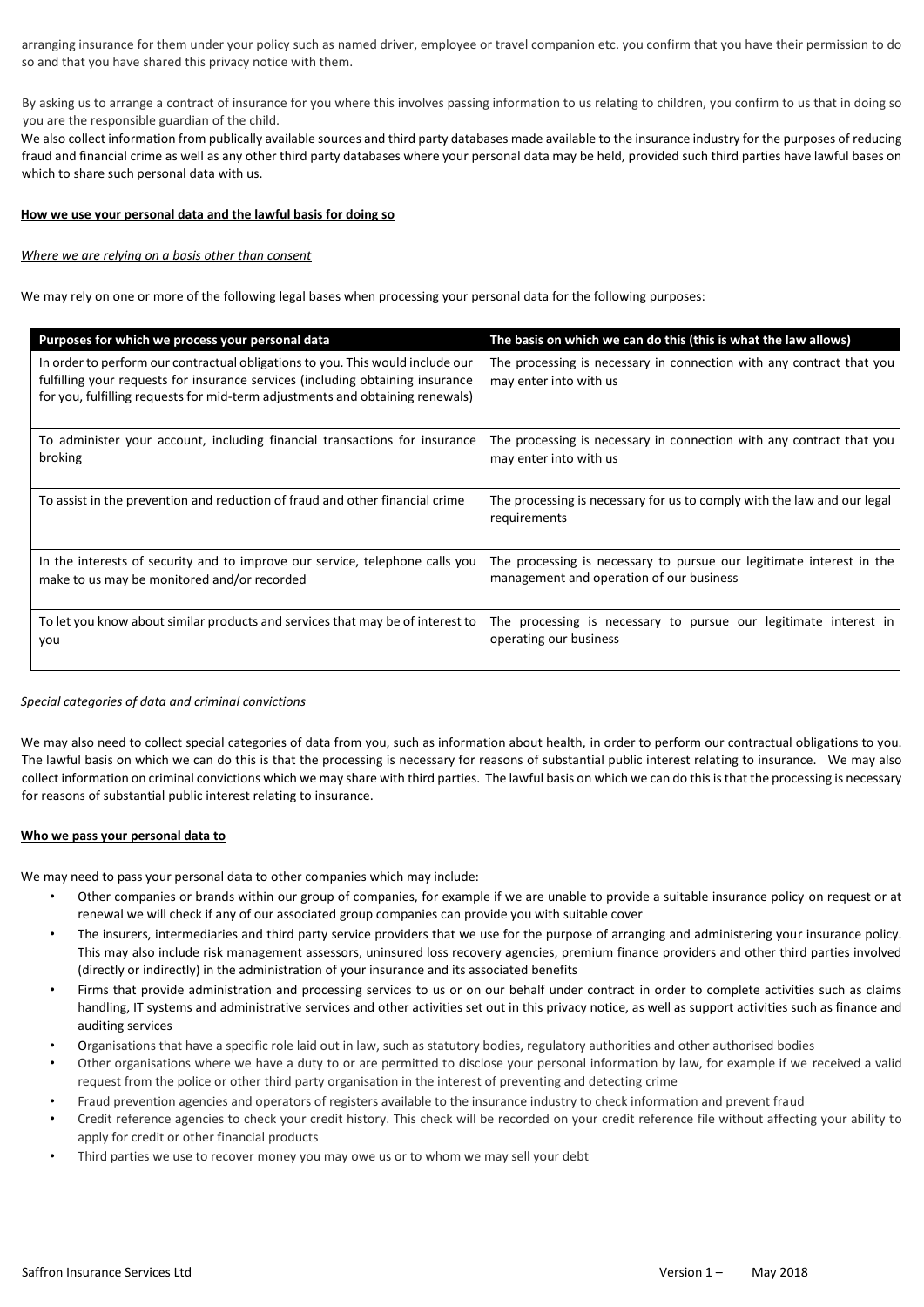arranging insurance for them under your policy such as named driver, employee or travel companion etc. you confirm that you have their permission to do so and that you have shared this privacy notice with them.

By asking us to arrange a contract of insurance for you where this involves passing information to us relating to children, you confirm to us that in doing so you are the responsible guardian of the child.

We also collect information from publically available sources and third party databases made available to the insurance industry for the purposes of reducing fraud and financial crime as well as any other third party databases where your personal data may be held, provided such third parties have lawful bases on which to share such personal data with us.

**How we use your personal data and the lawful basis for doing so**

*Where we are relying on a basis other than consent*

We may rely on one or more of the following legal bases when processing your personal data for the following purposes:

| Purposes for which we process your personal data | The basis on which we can do this (this is what the law allows) |
|---|---|
| In order to perform our contractual obligations to you. This would include our fulfilling your requests for insurance services (including obtaining insurance for you, fulfilling requests for mid-term adjustments and obtaining renewals) | The processing is necessary in connection with any contract that you may enter into with us |
| To administer your account, including financial transactions for insurance broking | The processing is necessary in connection with any contract that you may enter into with us |
| To assist in the prevention and reduction of fraud and other financial crime | The processing is necessary for us to comply with the law and our legal requirements |
| In the interests of security and to improve our service, telephone calls you make to us may be monitored and/or recorded | The processing is necessary to pursue our legitimate interest in the management and operation of our business |
| To let you know about similar products and services that may be of interest to you | The processing is necessary to pursue our legitimate interest in operating our business |

*Special categories of data and criminal convictions*

We may also need to collect special categories of data from you, such as information about health, in order to perform our contractual obligations to you. The lawful basis on which we can do this is that the processing is necessary for reasons of substantial public interest relating to insurance. We may also collect information on criminal convictions which we may share with third parties. The lawful basis on which we can do this is that the processing is necessary for reasons of substantial public interest relating to insurance.

**Who we pass your personal data to**

We may need to pass your personal data to other companies which may include:

- Other companies or brands within our group of companies, for example if we are unable to provide a suitable insurance policy on request or at renewal we will check if any of our associated group companies can provide you with suitable cover
- The insurers, intermediaries and third party service providers that we use for the purpose of arranging and administering your insurance policy. This may also include risk management assessors, uninsured loss recovery agencies, premium finance providers and other third parties involved (directly or indirectly) in the administration of your insurance and its associated benefits
- Firms that provide administration and processing services to us or on our behalf under contract in order to complete activities such as claims handling, IT systems and administrative services and other activities set out in this privacy notice, as well as support activities such as finance and auditing services
- Organisations that have a specific role laid out in law, such as statutory bodies, regulatory authorities and other authorised bodies
- Other organisations where we have a duty to or are permitted to disclose your personal information by law, for example if we received a valid request from the police or other third party organisation in the interest of preventing and detecting crime
- Fraud prevention agencies and operators of registers available to the insurance industry to check information and prevent fraud
- Credit reference agencies to check your credit history. This check will be recorded on your credit reference file without affecting your ability to apply for credit or other financial products
- Third parties we use to recover money you may owe us or to whom we may sell your debt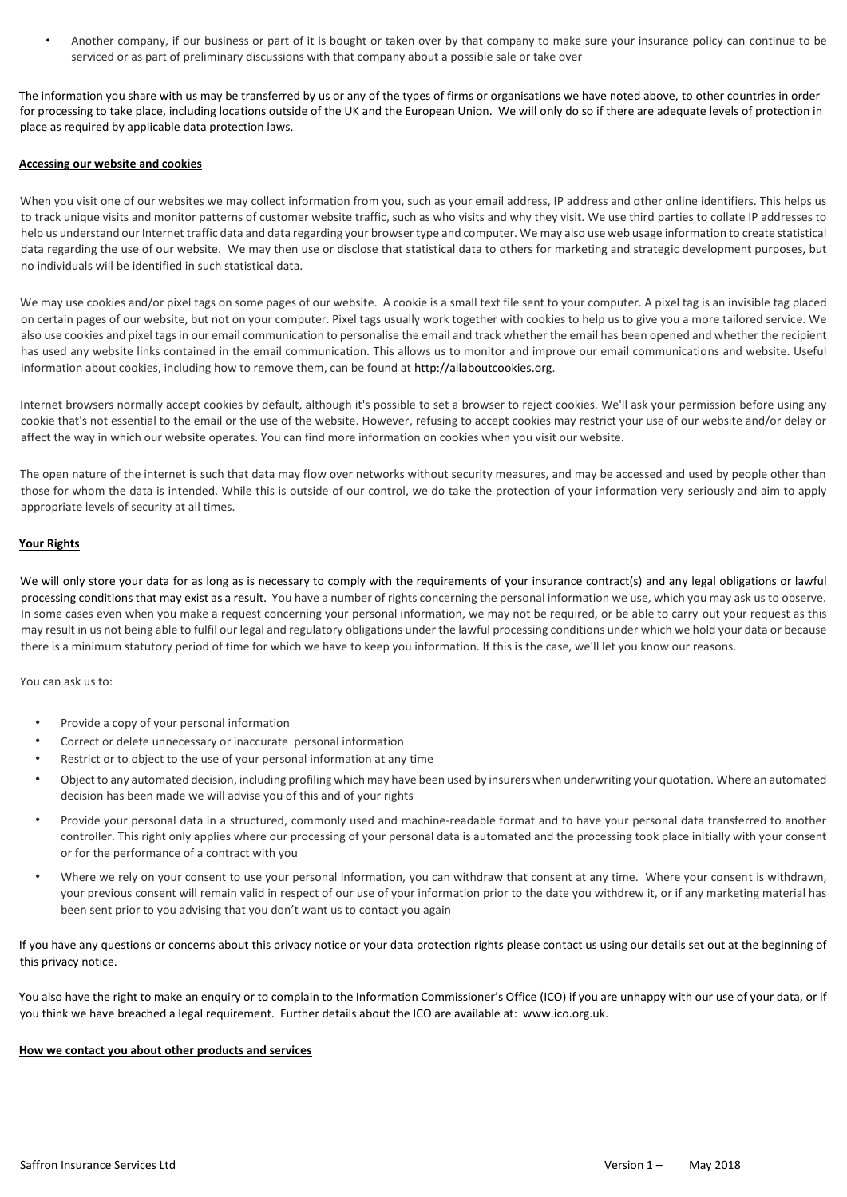- Another company, if our business or part of it is bought or taken over by that company to make sure your insurance policy can continue to be serviced or as part of preliminary discussions with that company about a possible sale or take over

The information you share with us may be transferred by us or any of the types of firms or organisations we have noted above, to other countries in order for processing to take place, including locations outside of the UK and the European Union. We will only do so if there are adequate levels of protection in place as required by applicable data protection laws.

**Accessing our website and cookies**

When you visit one of our websites we may collect information from you, such as your email address, IP address and other online identifiers. This helps us to track unique visits and monitor patterns of customer website traffic, such as who visits and why they visit. We use third parties to collate IP addresses to help us understand our Internet traffic data and data regarding your browser type and computer. We may also use web usage information to create statistical data regarding the use of our website. We may then use or disclose that statistical data to others for marketing and strategic development purposes, but no individuals will be identified in such statistical data.

We may use cookies and/or pixel tags on some pages of our website. A cookie is a small text file sent to your computer. A pixel tag is an invisible tag placed on certain pages of our website, but not on your computer. Pixel tags usually work together with cookies to help us to give you a more tailored service. We also use cookies and pixel tags in our email communication to personalise the email and track whether the email has been opened and whether the recipient has used any website links contained in the email communication. This allows us to monitor and improve our email communications and website. Useful information about cookies, including how to remove them, can be found at http://allaboutcookies.org.

Internet browsers normally accept cookies by default, although it's possible to set a browser to reject cookies. We'll ask your permission before using any cookie that's not essential to the email or the use of the website. However, refusing to accept cookies may restrict your use of our website and/or delay or affect the way in which our website operates. You can find more information on cookies when you visit our website.

The open nature of the internet is such that data may flow over networks without security measures, and may be accessed and used by people other than those for whom the data is intended. While this is outside of our control, we do take the protection of your information very seriously and aim to apply appropriate levels of security at all times.

**Your Rights**

We will only store your data for as long as is necessary to comply with the requirements of your insurance contract(s) and any legal obligations or lawful processing conditions that may exist as a result. You have a number of rights concerning the personal information we use, which you may ask us to observe. In some cases even when you make a request concerning your personal information, we may not be required, or be able to carry out your request as this may result in us not being able to fulfil our legal and regulatory obligations under the lawful processing conditions under which we hold your data or because there is a minimum statutory period of time for which we have to keep you information. If this is the case, we'll let you know our reasons.

You can ask us to:

- Provide a copy of your personal information
- Correct or delete unnecessary or inaccurate personal information
- Restrict or to object to the use of your personal information at any time
- Object to any automated decision, including profiling which may have been used by insurers when underwriting your quotation. Where an automated decision has been made we will advise you of this and of your rights
- Provide your personal data in a structured, commonly used and machine-readable format and to have your personal data transferred to another controller. This right only applies where our processing of your personal data is automated and the processing took place initially with your consent or for the performance of a contract with you
- Where we rely on your consent to use your personal information, you can withdraw that consent at any time. Where your consent is withdrawn, your previous consent will remain valid in respect of our use of your information prior to the date you withdrew it, or if any marketing material has been sent prior to you advising that you don't want us to contact you again

If you have any questions or concerns about this privacy notice or your data protection rights please contact us using our details set out at the beginning of this privacy notice.

You also have the right to make an enquiry or to complain to the Information Commissioner's Office (ICO) if you are unhappy with our use of your data, or if you think we have breached a legal requirement. Further details about the ICO are available at: www.ico.org.uk.

**How we contact you about other products and services**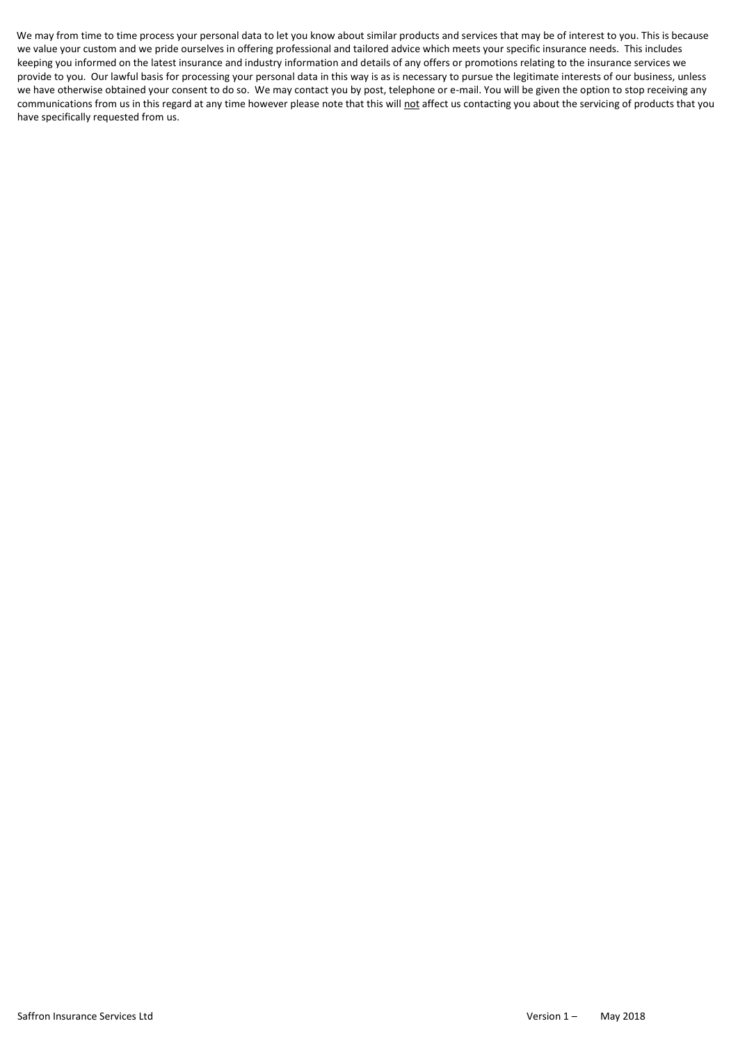We may from time to time process your personal data to let you know about similar products and services that may be of interest to you. This is because we value your custom and we pride ourselves in offering professional and tailored advice which meets your specific insurance needs. This includes keeping you informed on the latest insurance and industry information and details of any offers or promotions relating to the insurance services we provide to you. Our lawful basis for processing your personal data in this way is as is necessary to pursue the legitimate interests of our business, unless we have otherwise obtained your consent to do so. We may contact you by post, telephone or e-mail. You will be given the option to stop receiving any communications from us in this regard at any time however please note that this will <u>not</u> affect us contacting you about the servicing of products that you have specifically requested from us.